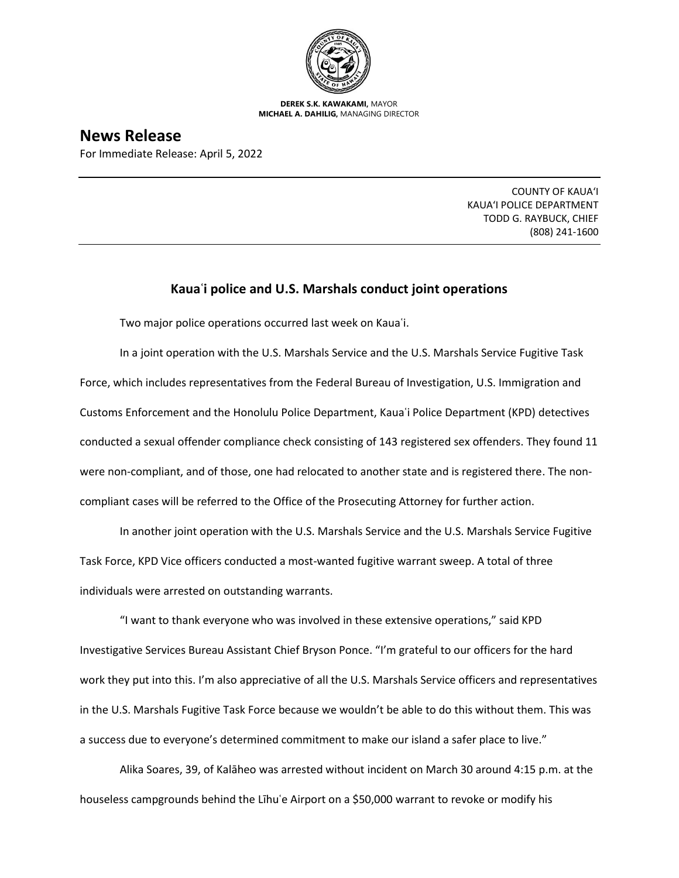**DEREK S.K. KAWAKAMI,** MAYOR
**MICHAEL A. DAHILIG,** MANAGING DIRECTOR

# News Release

For Immediate Release: April 5, 2022

COUNTY OF KAUA'I
KAUA'I POLICE DEPARTMENT
TODD G. RAYBUCK, CHIEF
(808) 241-1600

## Kauaʻi police and U.S. Marshals conduct joint operations

Two major police operations occurred last week on Kauaʻi.

In a joint operation with the U.S. Marshals Service and the U.S. Marshals Service Fugitive Task Force, which includes representatives from the Federal Bureau of Investigation, U.S. Immigration and Customs Enforcement and the Honolulu Police Department, Kauaʻi Police Department (KPD) detectives conducted a sexual offender compliance check consisting of 143 registered sex offenders. They found 11 were non-compliant, and of those, one had relocated to another state and is registered there. The non-compliant cases will be referred to the Office of the Prosecuting Attorney for further action.

In another joint operation with the U.S. Marshals Service and the U.S. Marshals Service Fugitive Task Force, KPD Vice officers conducted a most-wanted fugitive warrant sweep. A total of three individuals were arrested on outstanding warrants.

"I want to thank everyone who was involved in these extensive operations," said KPD Investigative Services Bureau Assistant Chief Bryson Ponce. "I'm grateful to our officers for the hard work they put into this. I'm also appreciative of all the U.S. Marshals Service officers and representatives in the U.S. Marshals Fugitive Task Force because we wouldn't be able to do this without them. This was a success due to everyone's determined commitment to make our island a safer place to live."

Alika Soares, 39, of Kalāheo was arrested without incident on March 30 around 4:15 p.m. at the houseless campgrounds behind the Līhuʻe Airport on a $50,000 warrant to revoke or modify his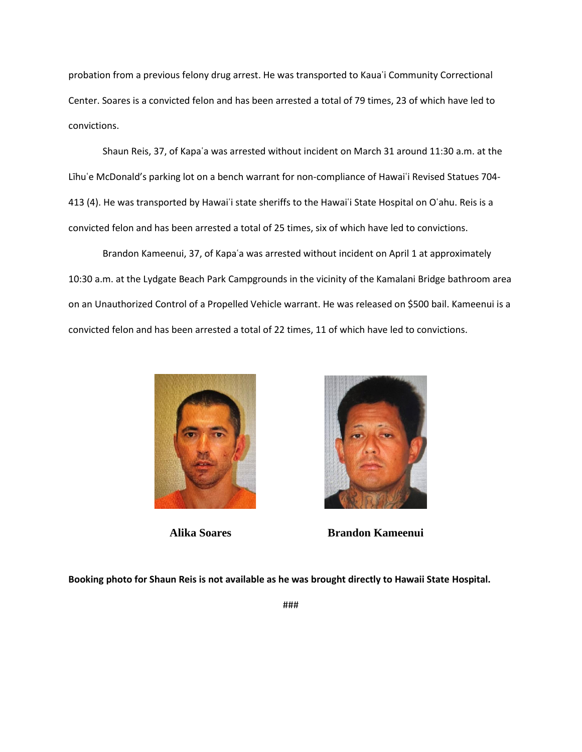probation from a previous felony drug arrest. He was transported to Kauaʻi Community Correctional Center. Soares is a convicted felon and has been arrested a total of 79 times, 23 of which have led to convictions.

Shaun Reis, 37, of Kapaʻa was arrested without incident on March 31 around 11:30 a.m. at the Līhuʻe McDonald's parking lot on a bench warrant for non-compliance of Hawaiʻi Revised Statues 704-413 (4). He was transported by Hawaiʻi state sheriffs to the Hawaiʻi State Hospital on Oʻahu. Reis is a convicted felon and has been arrested a total of 25 times, six of which have led to convictions.

Brandon Kameenui, 37, of Kapaʻa was arrested without incident on April 1 at approximately 10:30 a.m. at the Lydgate Beach Park Campgrounds in the vicinity of the Kamalani Bridge bathroom area on an Unauthorized Control of a Propelled Vehicle warrant. He was released on $500 bail. Kameenui is a convicted felon and has been arrested a total of 22 times, 11 of which have led to convictions.

**Alika Soares**

**Brandon Kameenui**

**Booking photo for Shaun Reis is not available as he was brought directly to Hawaii State Hospital.**

###